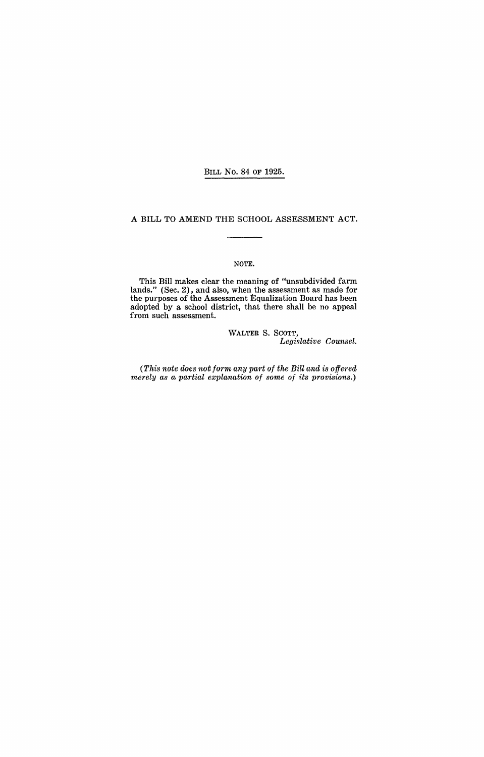# BILL No. 84 OF 1925.

## A BILL TO AMEND THE SCHOOL ASSESSMENT ACT.

NOTE.

This Bill makes clear the meaning of "unsubdivided farm lands." (Sec. 2), and also, when the assessment as made for the purposes of the Assessment Equalization Board has been adopted by a school district, that there shall be no appeal from such assessment.

WALTER S. SCOTT,
*Legislative Counsel.*

*(This note does not form any part of the Bill and is offered merely as a partial explanation of some of its provisions.)*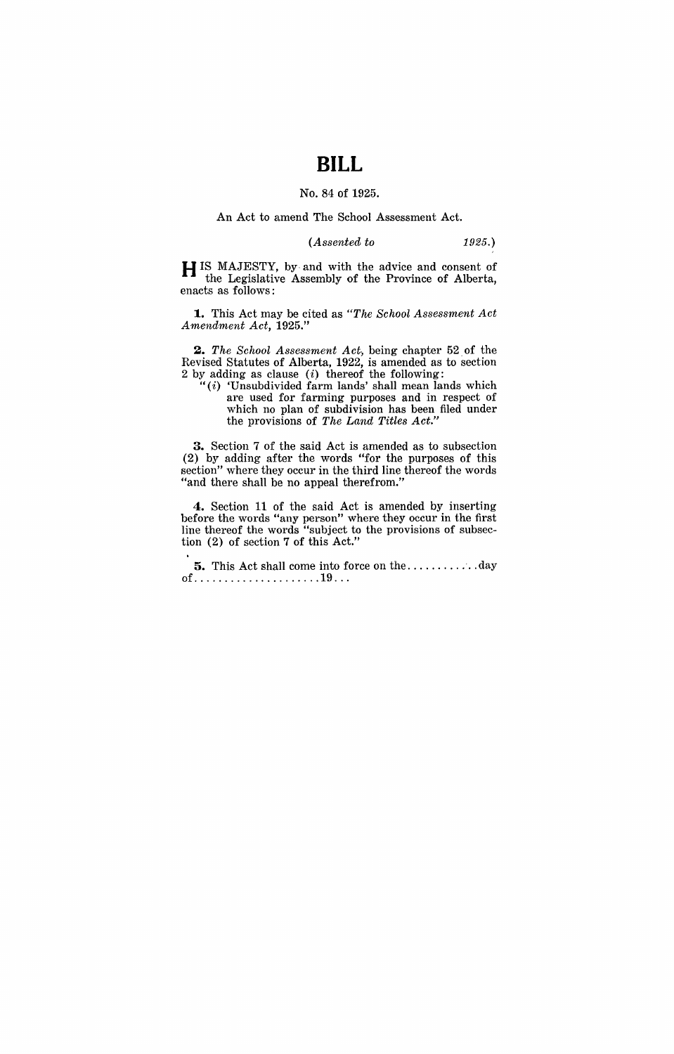# BILL

No. 84 of 1925.

An Act to amend The School Assessment Act.

*(Assented to 1925.)*

HIS MAJESTY, by and with the advice and consent of the Legislative Assembly of the Province of Alberta, enacts as follows:

**1.** This Act may be cited as *"The School Assessment Act Amendment Act, 1925."*

**2.** *The School Assessment Act,* being chapter 52 of the Revised Statutes of Alberta, 1922, is amended as to section 2 by adding as clause (*i*) thereof the following:

"(*i*) 'Unsubdivided farm lands' shall mean lands which are used for farming purposes and in respect of which no plan of subdivision has been filed under the provisions of *The Land Titles Act.*"

**3.** Section 7 of the said Act is amended as to subsection (2) by adding after the words "for the purposes of this section" where they occur in the third line thereof the words "and there shall be no appeal therefrom."

**4.** Section 11 of the said Act is amended by inserting before the words "any person" where they occur in the first line thereof the words "subject to the provisions of subsection (2) of section 7 of this Act."

**5.** This Act shall come into force on the............day of.....................19...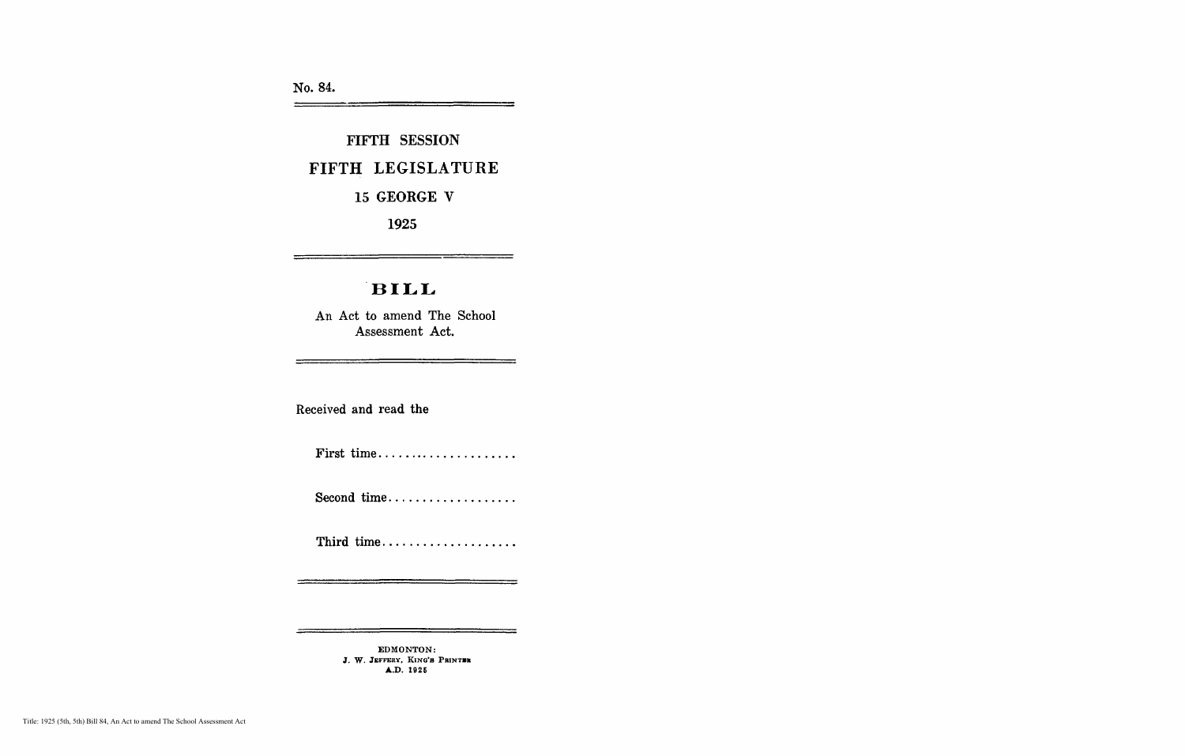No. 84.

FIFTH SESSION

FIFTH LEGISLATURE

15 GEORGE V

1925

# BILL

An Act to amend The School Assessment Act.

Received and read the

First time.....................

Second time..................

Third time...................

EDMONTON:
J. W. JEFFERY, KING'S PRINTER
A.D. 1925

Title: 1925 (5th, 5th) Bill 84, An Act to amend The School Assessment Act